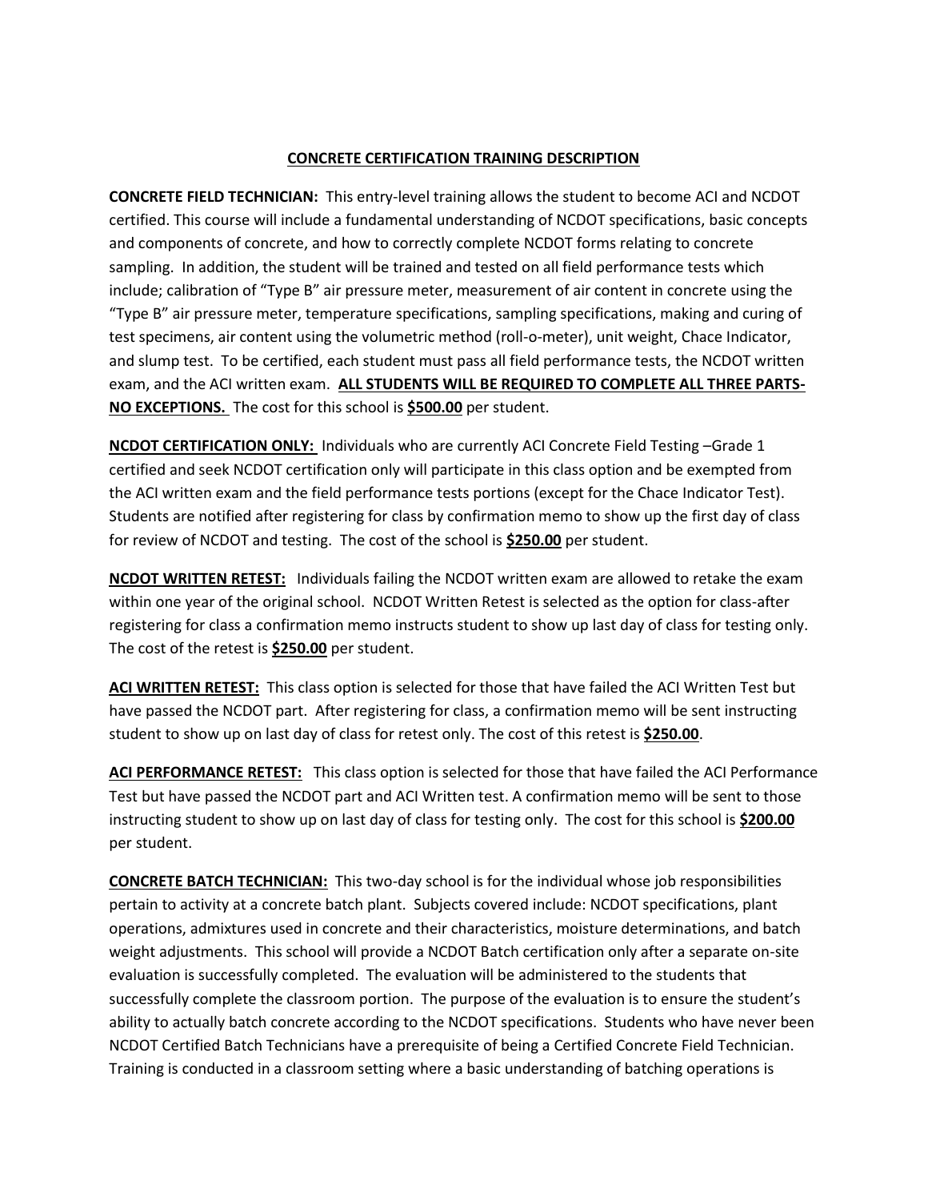## CONCRETE CERTIFICATION TRAINING DESCRIPTION

**CONCRETE FIELD TECHNICIAN:** This entry-level training allows the student to become ACI and NCDOT certified. This course will include a fundamental understanding of NCDOT specifications, basic concepts and components of concrete, and how to correctly complete NCDOT forms relating to concrete sampling. In addition, the student will be trained and tested on all field performance tests which include; calibration of "Type B" air pressure meter, measurement of air content in concrete using the "Type B" air pressure meter, temperature specifications, sampling specifications, making and curing of test specimens, air content using the volumetric method (roll-o-meter), unit weight, Chace Indicator, and slump test. To be certified, each student must pass all field performance tests, the NCDOT written exam, and the ACI written exam. **ALL STUDENTS WILL BE REQUIRED TO COMPLETE ALL THREE PARTS- NO EXCEPTIONS.** The cost for this school is **$500.00** per student.

**NCDOT CERTIFICATION ONLY:** Individuals who are currently ACI Concrete Field Testing –Grade 1 certified and seek NCDOT certification only will participate in this class option and be exempted from the ACI written exam and the field performance tests portions (except for the Chace Indicator Test). Students are notified after registering for class by confirmation memo to show up the first day of class for review of NCDOT and testing. The cost of the school is **$250.00** per student.

**NCDOT WRITTEN RETEST:** Individuals failing the NCDOT written exam are allowed to retake the exam within one year of the original school. NCDOT Written Retest is selected as the option for class-after registering for class a confirmation memo instructs student to show up last day of class for testing only. The cost of the retest is **$250.00** per student.

**ACI WRITTEN RETEST:** This class option is selected for those that have failed the ACI Written Test but have passed the NCDOT part. After registering for class, a confirmation memo will be sent instructing student to show up on last day of class for retest only. The cost of this retest is **$250.00**.

**ACI PERFORMANCE RETEST:** This class option is selected for those that have failed the ACI Performance Test but have passed the NCDOT part and ACI Written test. A confirmation memo will be sent to those instructing student to show up on last day of class for testing only. The cost for this school is **$200.00** per student.

**CONCRETE BATCH TECHNICIAN:** This two-day school is for the individual whose job responsibilities pertain to activity at a concrete batch plant. Subjects covered include: NCDOT specifications, plant operations, admixtures used in concrete and their characteristics, moisture determinations, and batch weight adjustments. This school will provide a NCDOT Batch certification only after a separate on-site evaluation is successfully completed. The evaluation will be administered to the students that successfully complete the classroom portion. The purpose of the evaluation is to ensure the student's ability to actually batch concrete according to the NCDOT specifications. Students who have never been NCDOT Certified Batch Technicians have a prerequisite of being a Certified Concrete Field Technician. Training is conducted in a classroom setting where a basic understanding of batching operations is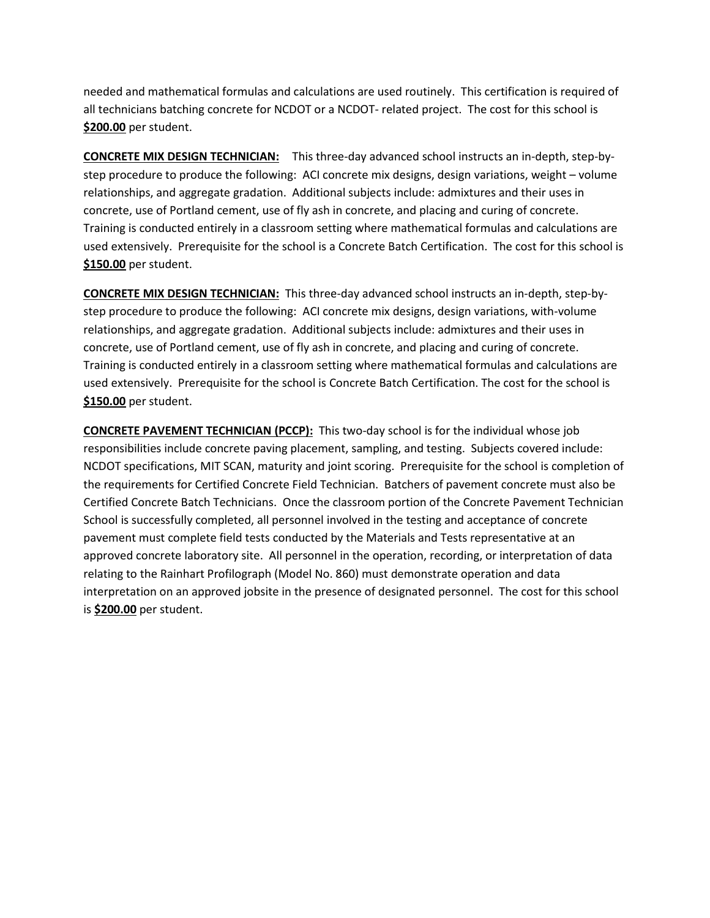needed and mathematical formulas and calculations are used routinely. This certification is required of all technicians batching concrete for NCDOT or a NCDOT- related project. The cost for this school is **$200.00** per student.

**CONCRETE MIX DESIGN TECHNICIAN:** This three-day advanced school instructs an in-depth, step-by-step procedure to produce the following: ACI concrete mix designs, design variations, weight – volume relationships, and aggregate gradation. Additional subjects include: admixtures and their uses in concrete, use of Portland cement, use of fly ash in concrete, and placing and curing of concrete. Training is conducted entirely in a classroom setting where mathematical formulas and calculations are used extensively. Prerequisite for the school is a Concrete Batch Certification. The cost for this school is **$150.00** per student.

**CONCRETE MIX DESIGN TECHNICIAN:** This three-day advanced school instructs an in-depth, step-by-step procedure to produce the following: ACI concrete mix designs, design variations, with-volume relationships, and aggregate gradation. Additional subjects include: admixtures and their uses in concrete, use of Portland cement, use of fly ash in concrete, and placing and curing of concrete. Training is conducted entirely in a classroom setting where mathematical formulas and calculations are used extensively. Prerequisite for the school is Concrete Batch Certification. The cost for the school is **$150.00** per student.

**CONCRETE PAVEMENT TECHNICIAN (PCCP):** This two-day school is for the individual whose job responsibilities include concrete paving placement, sampling, and testing. Subjects covered include: NCDOT specifications, MIT SCAN, maturity and joint scoring. Prerequisite for the school is completion of the requirements for Certified Concrete Field Technician. Batchers of pavement concrete must also be Certified Concrete Batch Technicians. Once the classroom portion of the Concrete Pavement Technician School is successfully completed, all personnel involved in the testing and acceptance of concrete pavement must complete field tests conducted by the Materials and Tests representative at an approved concrete laboratory site. All personnel in the operation, recording, or interpretation of data relating to the Rainhart Profilograph (Model No. 860) must demonstrate operation and data interpretation on an approved jobsite in the presence of designated personnel. The cost for this school is **$200.00** per student.